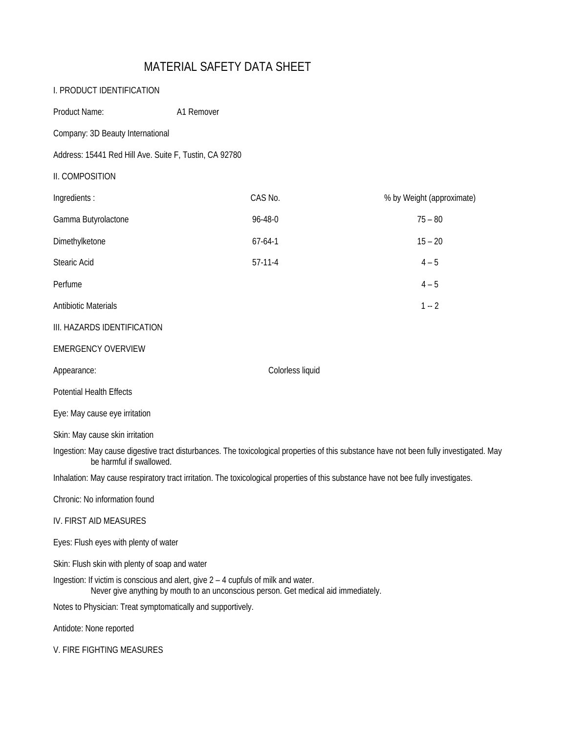# MATERIAL SAFETY DATA SHEET

## I. PRODUCT IDENTIFICATION

Product Name: A1 Remover

Company: 3D Beauty International

Address: 15441 Red Hill Ave. Suite F, Tustin, CA 92780

## II. COMPOSITION

| Ingredients : | CAS No. | % by Weight (approximate) |
|---|---|---|
| Gamma Butyrolactone | 96-48-0 | 75 – 80 |
| Dimethylketone | 67-64-1 | 15 – 20 |
| Stearic Acid | 57-11-4 | 4 – 5 |
| Perfume | | 4 – 5 |
| Antibiotic Materials | | 1 -- 2 |

## III. HAZARDS IDENTIFICATION

EMERGENCY OVERVIEW

Appearance: Colorless liquid

Potential Health Effects

Eye: May cause eye irritation

Skin: May cause skin irritation

Ingestion: May cause digestive tract disturbances. The toxicological properties of this substance have not been fully investigated. May be harmful if swallowed.

Inhalation: May cause respiratory tract irritation. The toxicological properties of this substance have not bee fully investigates.

Chronic: No information found

## IV. FIRST AID MEASURES

Eyes: Flush eyes with plenty of water

Skin: Flush skin with plenty of soap and water

Ingestion: If victim is conscious and alert, give 2 – 4 cupfuls of milk and water.
Never give anything by mouth to an unconscious person. Get medical aid immediately.

Notes to Physician: Treat symptomatically and supportively.

Antidote: None reported

## V. FIRE FIGHTING MEASURES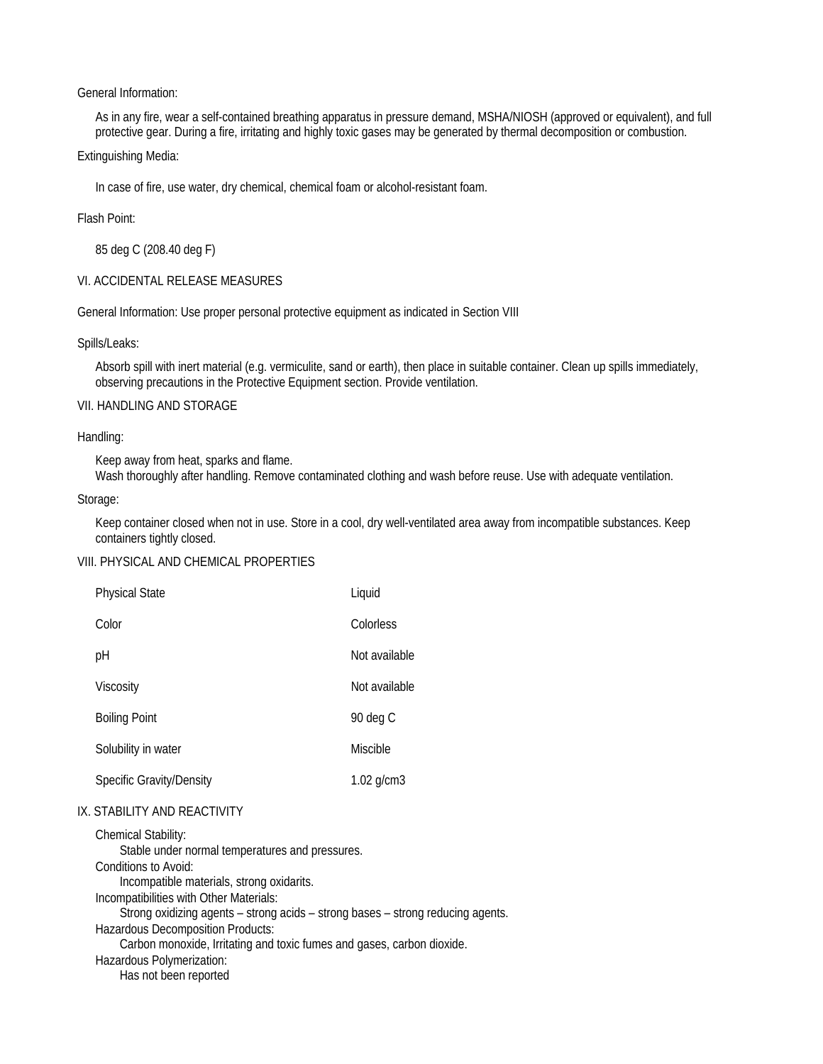General Information:

As in any fire, wear a self-contained breathing apparatus in pressure demand, MSHA/NIOSH (approved or equivalent), and full protective gear. During a fire, irritating and highly toxic gases may be generated by thermal decomposition or combustion.

Extinguishing Media:

In case of fire, use water, dry chemical, chemical foam or alcohol-resistant foam.

Flash Point:

85 deg C (208.40 deg F)

## VI. ACCIDENTAL RELEASE MEASURES

General Information: Use proper personal protective equipment as indicated in Section VIII

Spills/Leaks:

Absorb spill with inert material (e.g. vermiculite, sand or earth), then place in suitable container. Clean up spills immediately, observing precautions in the Protective Equipment section. Provide ventilation.

## VII. HANDLING AND STORAGE

Handling:

Keep away from heat, sparks and flame.
Wash thoroughly after handling. Remove contaminated clothing and wash before reuse. Use with adequate ventilation.

Storage:

Keep container closed when not in use. Store in a cool, dry well-ventilated area away from incompatible substances. Keep containers tightly closed.

## VIII. PHYSICAL AND CHEMICAL PROPERTIES

| | |
|---|---|
| Physical State | Liquid |
| Color | Colorless |
| pH | Not available |
| Viscosity | Not available |
| Boiling Point | 90 deg C |
| Solubility in water | Miscible |
| Specific Gravity/Density | 1.02 g/cm3 |

## IX. STABILITY AND REACTIVITY

Chemical Stability:
Stable under normal temperatures and pressures.

Conditions to Avoid:
Incompatible materials, strong oxidarits.

Incompatibilities with Other Materials:
Strong oxidizing agents – strong acids – strong bases – strong reducing agents.

Hazardous Decomposition Products:
Carbon monoxide, Irritating and toxic fumes and gases, carbon dioxide.

Hazardous Polymerization:
Has not been reported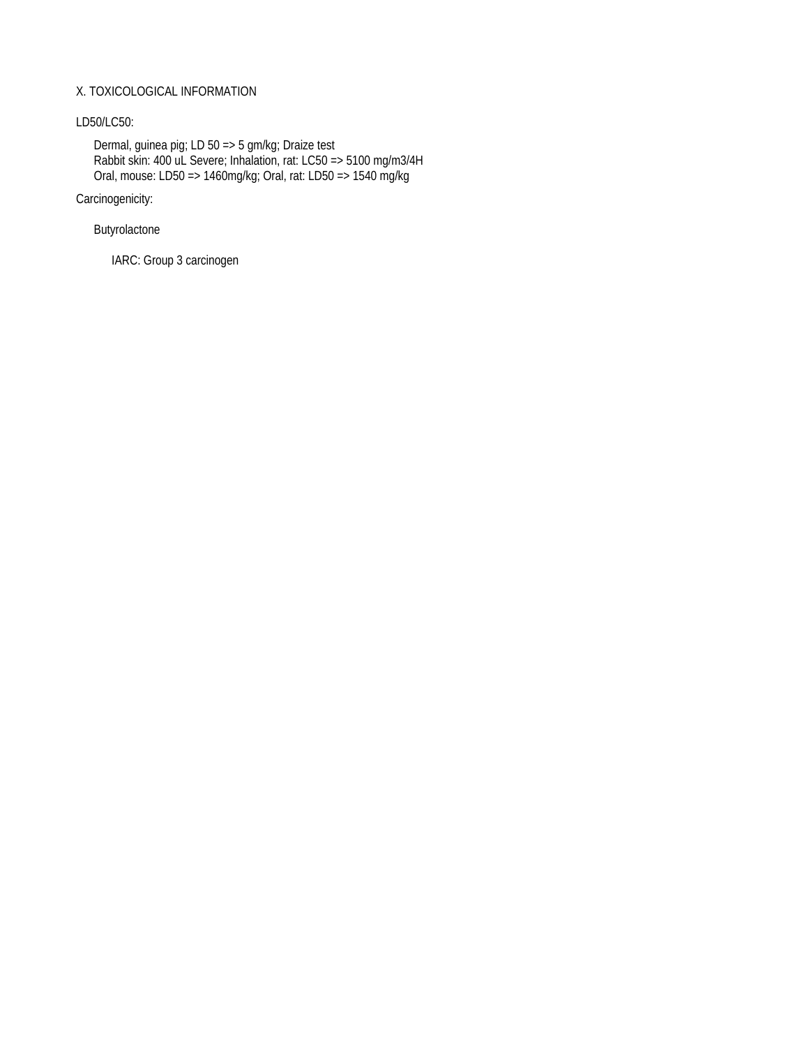## X. TOXICOLOGICAL INFORMATION

LD50/LC50:

Dermal, guinea pig; LD 50 => 5 gm/kg; Draize test
Rabbit skin: 400 uL Severe; Inhalation, rat: LC50 => 5100 mg/m3/4H
Oral, mouse: LD50 => 1460mg/kg; Oral, rat: LD50 => 1540 mg/kg

Carcinogenicity:

Butyrolactone

IARC: Group 3 carcinogen